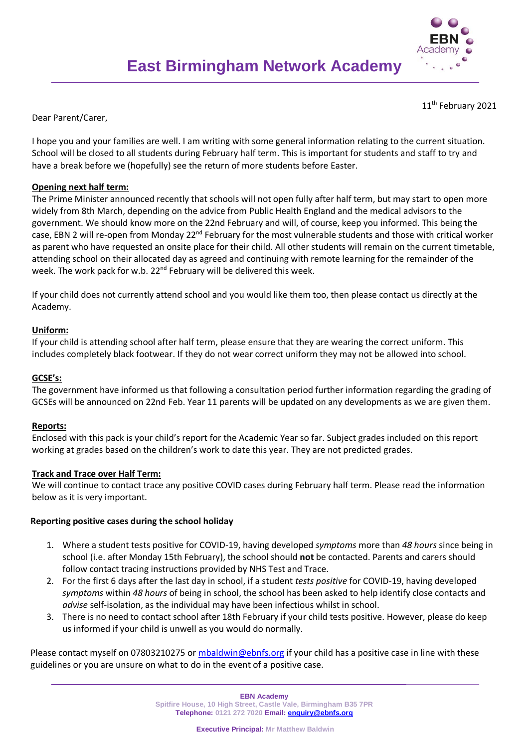# East Birmingham Network Academy

11th February 2021

Dear Parent/Carer,

I hope you and your families are well. I am writing with some general information relating to the current situation. School will be closed to all students during February half term. This is important for students and staff to try and have a break before we (hopefully) see the return of more students before Easter.

**Opening next half term:**

The Prime Minister announced recently that schools will not open fully after half term, but may start to open more widely from 8th March, depending on the advice from Public Health England and the medical advisors to the government. We should know more on the 22nd February and will, of course, keep you informed. This being the case, EBN 2 will re-open from Monday 22nd February for the most vulnerable students and those with critical worker as parent who have requested an onsite place for their child. All other students will remain on the current timetable, attending school on their allocated day as agreed and continuing with remote learning for the remainder of the week. The work pack for w.b. 22nd February will be delivered this week.

If your child does not currently attend school and you would like them too, then please contact us directly at the Academy.

**Uniform:**

If your child is attending school after half term, please ensure that they are wearing the correct uniform. This includes completely black footwear. If they do not wear correct uniform they may not be allowed into school.

**GCSE's:**

The government have informed us that following a consultation period further information regarding the grading of GCSEs will be announced on 22nd Feb. Year 11 parents will be updated on any developments as we are given them.

**Reports:**

Enclosed with this pack is your child's report for the Academic Year so far. Subject grades included on this report working at grades based on the children's work to date this year. They are not predicted grades.

**Track and Trace over Half Term:**

We will continue to contact trace any positive COVID cases during February half term. Please read the information below as it is very important.

**Reporting positive cases during the school holiday**

1. Where a student tests positive for COVID-19, having developed *symptoms* more than *48 hours* since being in school (i.e. after Monday 15th February), the school should **not** be contacted. Parents and carers should follow contact tracing instructions provided by NHS Test and Trace.
2. For the first 6 days after the last day in school, if a student *tests positive* for COVID-19, having developed *symptoms* within *48 hours* of being in school, the school has been asked to help identify close contacts and *advise* self-isolation, as the individual may have been infectious whilst in school.
3. There is no need to contact school after 18th February if your child tests positive. However, please do keep us informed if your child is unwell as you would do normally.

Please contact myself on 07803210275 or mbaldwin@ebnfs.org if your child has a positive case in line with these guidelines or you are unsure on what to do in the event of a positive case.

**EBN Academy**
Spitfire House, 10 High Street, Castle Vale, Birmingham B35 7PR
**Telephone:** 0121 272 7020 **Email:** enquiry@ebnfs.org

**Executive Principal:** Mr Matthew Baldwin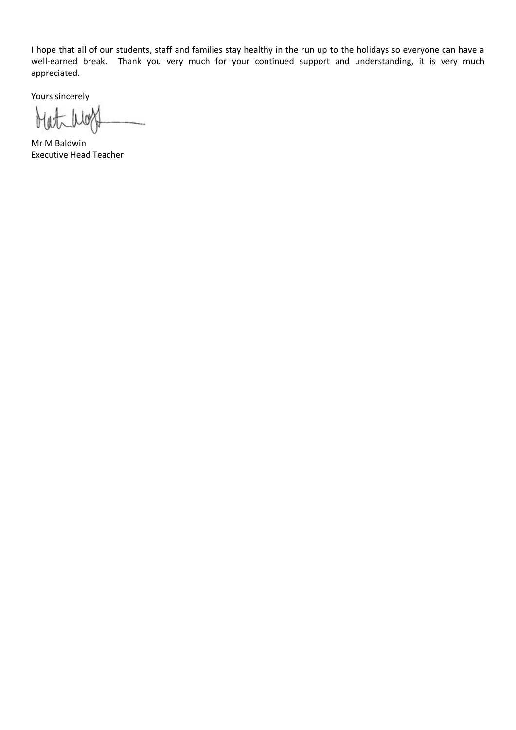I hope that all of our students, staff and families stay healthy in the run up to the holidays so everyone can have a well-earned break. Thank you very much for your continued support and understanding, it is very much appreciated.

Yours sincerely

Mr M Baldwin
Executive Head Teacher